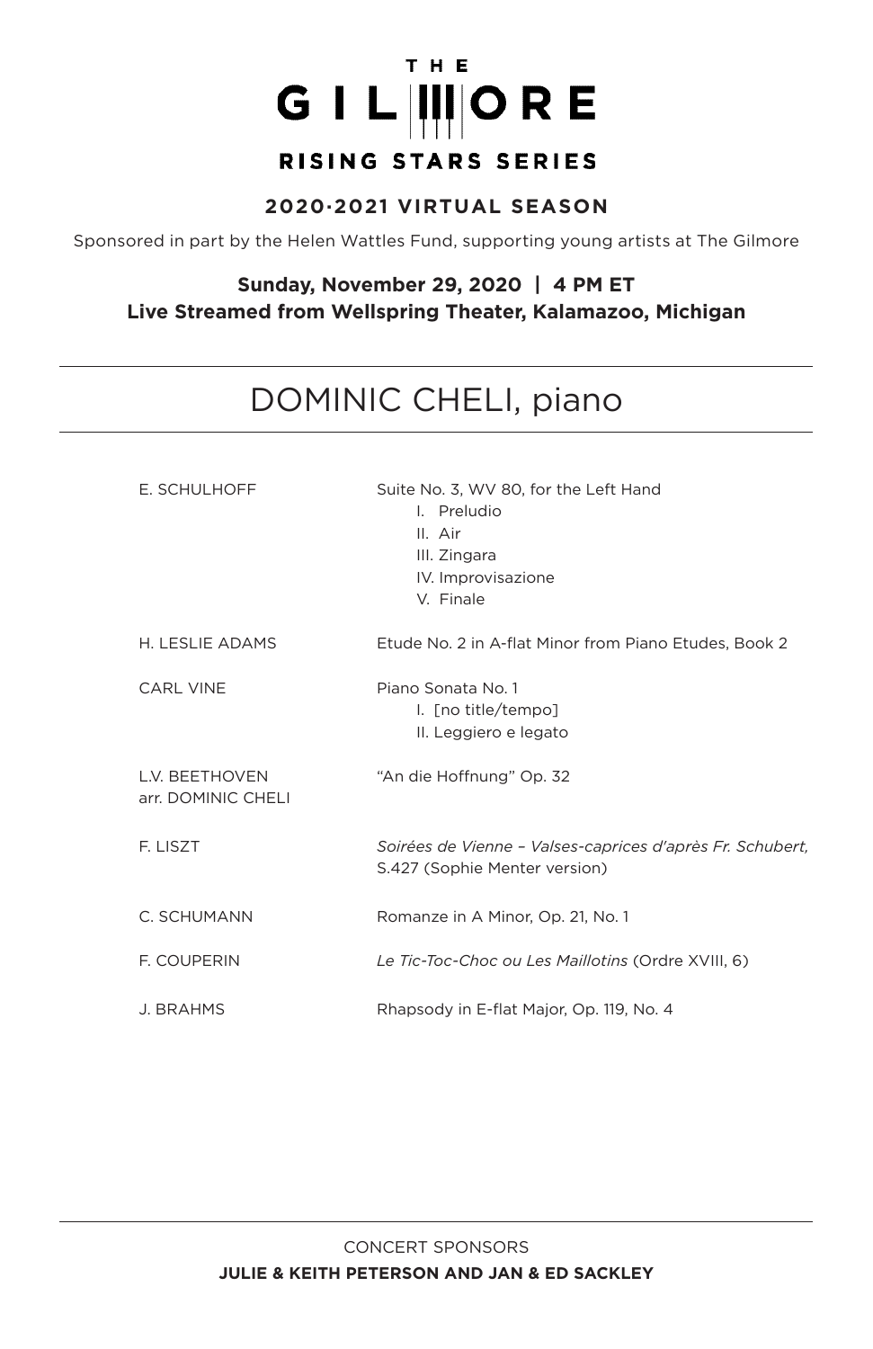# THE GILMORE

## RISING STARS SERIES

### 2020·2021 VIRTUAL SEASON

Sponsored in part by the Helen Wattles Fund, supporting young artists at The Gilmore

**Sunday, November 29, 2020 | 4 PM ET**
**Live Streamed from Wellspring Theater, Kalamazoo, Michigan**

---

## DOMINIC CHELI, piano

---

| | |
|---|---|
| E. SCHULHOFF | Suite No. 3, WV 80, for the Left Hand<br>I. Preludio<br>II. Air<br>III. Zingara<br>IV. Improvisazione<br>V. Finale |
| H. LESLIE ADAMS | Etude No. 2 in A-flat Minor from Piano Etudes, Book 2 |
| CARL VINE | Piano Sonata No. 1<br>I. [no title/tempo]<br>II. Leggiero e legato |
| L.V. BEETHOVEN<br>arr. DOMINIC CHELI | "An die Hoffnung" Op. 32 |
| F. LISZT | *Soirées de Vienne – Valses-caprices d'après Fr. Schubert,* S.427 (Sophie Menter version) |
| C. SCHUMANN | Romanze in A Minor, Op. 21, No. 1 |
| F. COUPERIN | *Le Tic-Toc-Choc ou Les Maillotins* (Ordre XVIII, 6) |
| J. BRAHMS | Rhapsody in E-flat Major, Op. 119, No. 4 |

---

CONCERT SPONSORS

**JULIE & KEITH PETERSON AND JAN & ED SACKLEY**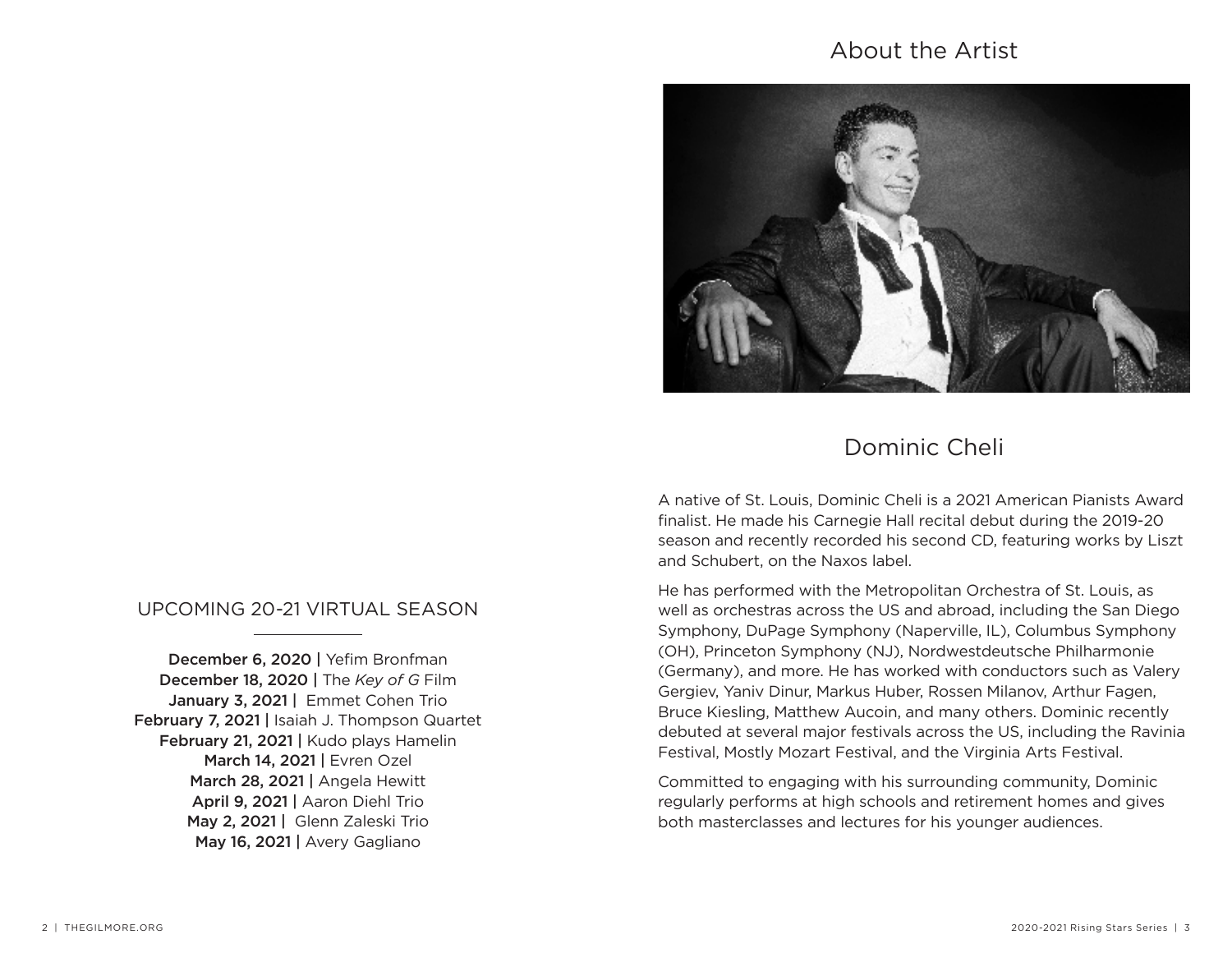## UPCOMING 20-21 VIRTUAL SEASON

**December 6, 2020 |** Yefim Bronfman
**December 18, 2020 |** The *Key of G* Film
**January 3, 2021 |** Emmet Cohen Trio
**February 7, 2021 |** Isaiah J. Thompson Quartet
**February 21, 2021 |** Kudo plays Hamelin
**March 14, 2021 |** Evren Ozel
**March 28, 2021 |** Angela Hewitt
**April 9, 2021 |** Aaron Diehl Trio
**May 2, 2021 |** Glenn Zaleski Trio
**May 16, 2021 |** Avery Gagliano

# About the Artist

## Dominic Cheli

A native of St. Louis, Dominic Cheli is a 2021 American Pianists Award finalist. He made his Carnegie Hall recital debut during the 2019-20 season and recently recorded his second CD, featuring works by Liszt and Schubert, on the Naxos label.

He has performed with the Metropolitan Orchestra of St. Louis, as well as orchestras across the US and abroad, including the San Diego Symphony, DuPage Symphony (Naperville, IL), Columbus Symphony (OH), Princeton Symphony (NJ), Nordwestdeutsche Philharmonie (Germany), and more. He has worked with conductors such as Valery Gergiev, Yaniv Dinur, Markus Huber, Rossen Milanov, Arthur Fagen, Bruce Kiesling, Matthew Aucoin, and many others. Dominic recently debuted at several major festivals across the US, including the Ravinia Festival, Mostly Mozart Festival, and the Virginia Arts Festival.

Committed to engaging with his surrounding community, Dominic regularly performs at high schools and retirement homes and gives both masterclasses and lectures for his younger audiences.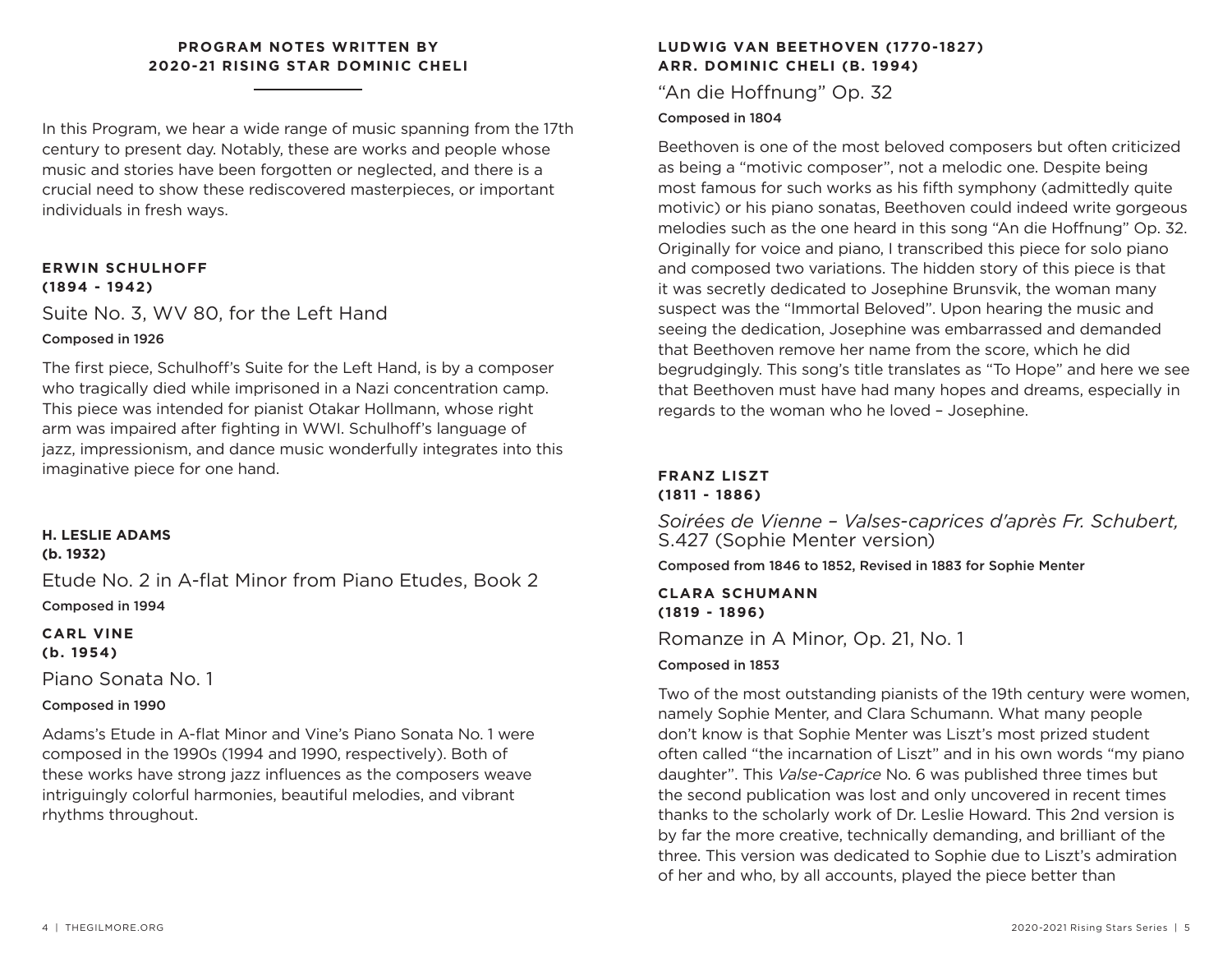**PROGRAM NOTES WRITTEN BY 2020-21 RISING STAR DOMINIC CHELI**

In this Program, we hear a wide range of music spanning from the 17th century to present day. Notably, these are works and people whose music and stories have been forgotten or neglected, and there is a crucial need to show these rediscovered masterpieces, or important individuals in fresh ways.

### ERWIN SCHULHOFF (1894 - 1942)

Suite No. 3, WV 80, for the Left Hand

**Composed in 1926**

The first piece, Schulhoff's Suite for the Left Hand, is by a composer who tragically died while imprisoned in a Nazi concentration camp. This piece was intended for pianist Otakar Hollmann, whose right arm was impaired after fighting in WWI. Schulhoff's language of jazz, impressionism, and dance music wonderfully integrates into this imaginative piece for one hand.

### H. LESLIE ADAMS (b. 1932)

Etude No. 2 in A-flat Minor from Piano Etudes, Book 2

**Composed in 1994**

### CARL VINE (b. 1954)

Piano Sonata No. 1

**Composed in 1990**

Adams's Etude in A-flat Minor and Vine's Piano Sonata No. 1 were composed in the 1990s (1994 and 1990, respectively). Both of these works have strong jazz influences as the composers weave intriguingly colorful harmonies, beautiful melodies, and vibrant rhythms throughout.

### LUDWIG VAN BEETHOVEN (1770-1827) ARR. DOMINIC CHELI (B. 1994)

"An die Hoffnung" Op. 32

**Composed in 1804**

Beethoven is one of the most beloved composers but often criticized as being a "motivic composer", not a melodic one. Despite being most famous for such works as his fifth symphony (admittedly quite motivic) or his piano sonatas, Beethoven could indeed write gorgeous melodies such as the one heard in this song "An die Hoffnung" Op. 32. Originally for voice and piano, I transcribed this piece for solo piano and composed two variations. The hidden story of this piece is that it was secretly dedicated to Josephine Brunsvik, the woman many suspect was the "Immortal Beloved". Upon hearing the music and seeing the dedication, Josephine was embarrassed and demanded that Beethoven remove her name from the score, which he did begrudgingly. This song's title translates as "To Hope" and here we see that Beethoven must have had many hopes and dreams, especially in regards to the woman who he loved – Josephine.

### FRANZ LISZT (1811 - 1886)

*Soirées de Vienne – Valses-caprices d'après Fr. Schubert,* S.427 (Sophie Menter version)

**Composed from 1846 to 1852, Revised in 1883 for Sophie Menter**

### CLARA SCHUMANN (1819 - 1896)

Romanze in A Minor, Op. 21, No. 1

**Composed in 1853**

Two of the most outstanding pianists of the 19th century were women, namely Sophie Menter, and Clara Schumann. What many people don't know is that Sophie Menter was Liszt's most prized student often called "the incarnation of Liszt" and in his own words "my piano daughter". This *Valse-Caprice* No. 6 was published three times but the second publication was lost and only uncovered in recent times thanks to the scholarly work of Dr. Leslie Howard. This 2nd version is by far the more creative, technically demanding, and brilliant of the three. This version was dedicated to Sophie due to Liszt's admiration of her and who, by all accounts, played the piece better than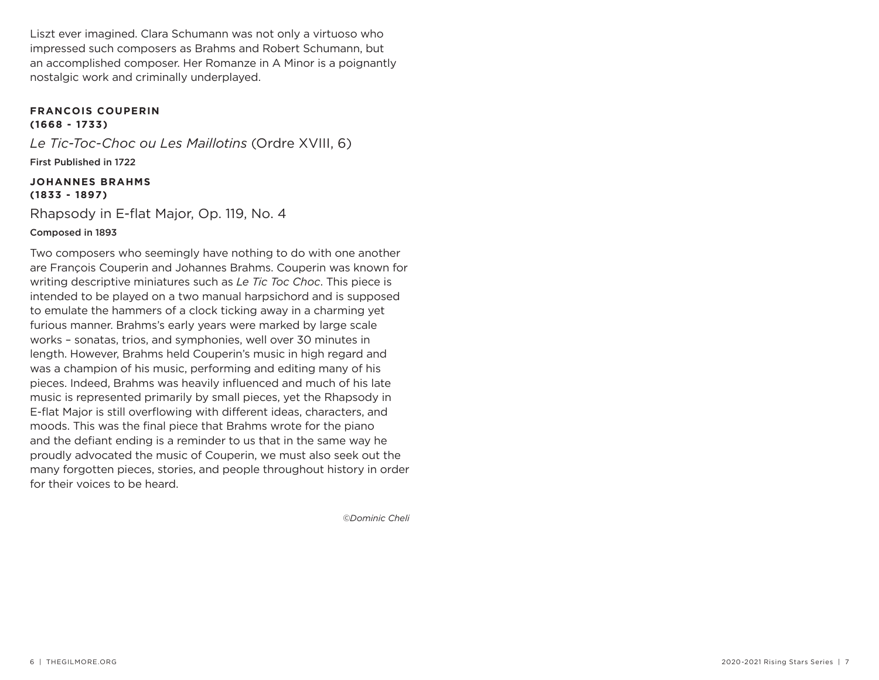Liszt ever imagined. Clara Schumann was not only a virtuoso who impressed such composers as Brahms and Robert Schumann, but an accomplished composer. Her Romanze in A Minor is a poignantly nostalgic work and criminally underplayed.

**FRANCOIS COUPERIN**
**(1668 - 1733)**

*Le Tic-Toc-Choc ou Les Maillotins* (Ordre XVIII, 6)

First Published in 1722

**JOHANNES BRAHMS**
**(1833 - 1897)**

Rhapsody in E-flat Major, Op. 119, No. 4

Composed in 1893

Two composers who seemingly have nothing to do with one another are François Couperin and Johannes Brahms. Couperin was known for writing descriptive miniatures such as *Le Tic Toc Choc*. This piece is intended to be played on a two manual harpsichord and is supposed to emulate the hammers of a clock ticking away in a charming yet furious manner. Brahms's early years were marked by large scale works – sonatas, trios, and symphonies, well over 30 minutes in length. However, Brahms held Couperin's music in high regard and was a champion of his music, performing and editing many of his pieces. Indeed, Brahms was heavily influenced and much of his late music is represented primarily by small pieces, yet the Rhapsody in E-flat Major is still overflowing with different ideas, characters, and moods. This was the final piece that Brahms wrote for the piano and the defiant ending is a reminder to us that in the same way he proudly advocated the music of Couperin, we must also seek out the many forgotten pieces, stories, and people throughout history in order for their voices to be heard.

*©Dominic Cheli*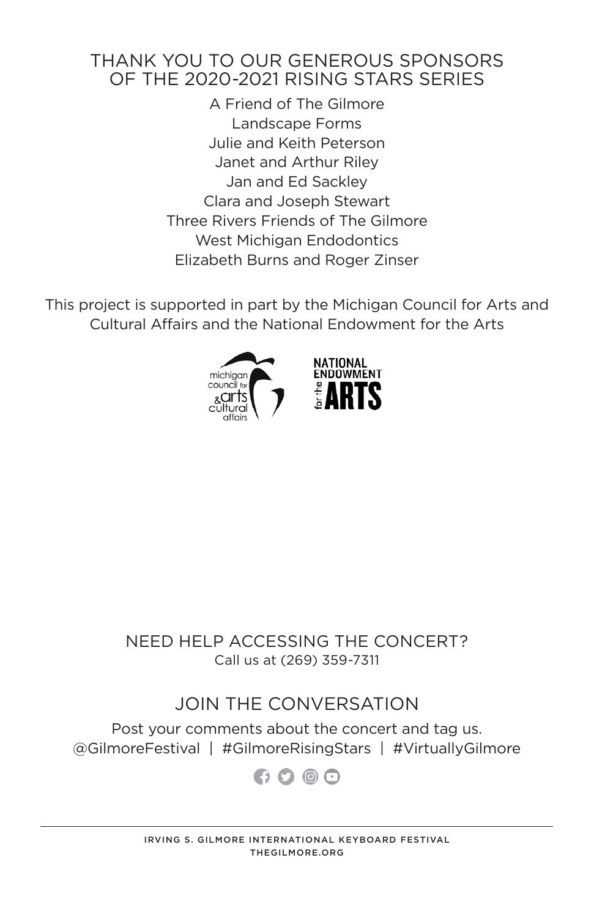## THANK YOU TO OUR GENEROUS SPONSORS OF THE 2020-2021 RISING STARS SERIES

A Friend of The Gilmore
Landscape Forms
Julie and Keith Peterson
Janet and Arthur Riley
Jan and Ed Sackley
Clara and Joseph Stewart
Three Rivers Friends of The Gilmore
West Michigan Endodontics
Elizabeth Burns and Roger Zinser

This project is supported in part by the Michigan Council for Arts and Cultural Affairs and the National Endowment for the Arts

michigan council for arts & cultural affairs

NATIONAL ENDOWMENT for the ARTS

## NEED HELP ACCESSING THE CONCERT?

Call us at (269) 359-7311

## JOIN THE CONVERSATION

Post your comments about the concert and tag us.
@GilmoreFestival | #GilmoreRisingStars | #VirtuallyGilmore

IRVING S. GILMORE INTERNATIONAL KEYBOARD FESTIVAL
THEGILMORE.ORG